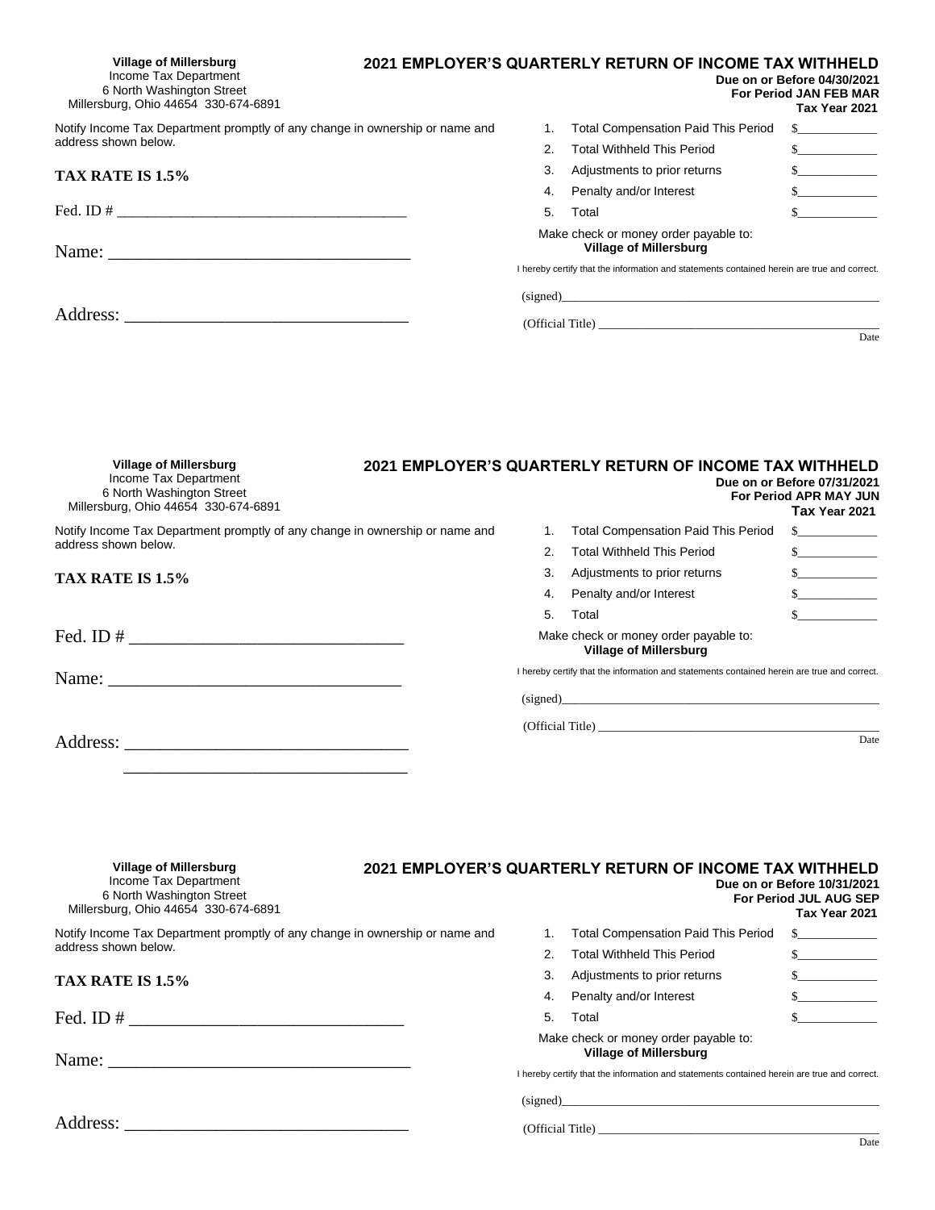**Village of Millersburg**
Income Tax Department
6 North Washington Street
Millersburg, Ohio 44654 330-674-6891

## 2021 EMPLOYER'S QUARTERLY RETURN OF INCOME TAX WITHHELD

**Due on or Before 04/30/2021**
**For Period JAN FEB MAR**
**Tax Year 2021**

Notify Income Tax Department promptly of any change in ownership or name and address shown below.

**TAX RATE IS 1.5%**

Fed. ID # ______________________________________

Name: __________________________________

Address: _______________________________

| | | |
|---|---|---|
| 1. | Total Compensation Paid This Period | $____________ |
| 2. | Total Withheld This Period | $____________ |
| 3. | Adjustments to prior returns | $____________ |
| 4. | Penalty and/or Interest | $____________ |
| 5. | Total | $____________ |

Make check or money order payable to:
**Village of Millersburg**

I hereby certify that the information and statements contained herein are true and correct.

(signed)_____________________________________________________

(Official Title) ______________________________________________
Date

---

**Village of Millersburg**
Income Tax Department
6 North Washington Street
Millersburg, Ohio 44654 330-674-6891

## 2021 EMPLOYER'S QUARTERLY RETURN OF INCOME TAX WITHHELD

**Due on or Before 07/31/2021**
**For Period APR MAY JUN**
**Tax Year 2021**

Notify Income Tax Department promptly of any change in ownership or name and address shown below.

**TAX RATE IS 1.5%**

Fed. ID # ______________________________

Name: _________________________________

Address: _______________________________
_______________________________

| | | |
|---|---|---|
| 1. | Total Compensation Paid This Period | $____________ |
| 2. | Total Withheld This Period | $____________ |
| 3. | Adjustments to prior returns | $____________ |
| 4. | Penalty and/or Interest | $____________ |
| 5. | Total | $____________ |

Make check or money order payable to:
**Village of Millersburg**

I hereby certify that the information and statements contained herein are true and correct.

(signed)_____________________________________________________

(Official Title) ______________________________________________
Date

---

**Village of Millersburg**
Income Tax Department
6 North Washington Street
Millersburg, Ohio 44654 330-674-6891

## 2021 EMPLOYER'S QUARTERLY RETURN OF INCOME TAX WITHHELD

**Due on or Before 10/31/2021**
**For Period JUL AUG SEP**
**Tax Year 2021**

Notify Income Tax Department promptly of any change in ownership or name and address shown below.

**TAX RATE IS 1.5%**

Fed. ID # ______________________________

Name: __________________________________

Address: _______________________________

| | | |
|---|---|---|
| 1. | Total Compensation Paid This Period | $____________ |
| 2. | Total Withheld This Period | $____________ |
| 3. | Adjustments to prior returns | $____________ |
| 4. | Penalty and/or Interest | $____________ |
| 5. | Total | $____________ |

Make check or money order payable to:
**Village of Millersburg**

I hereby certify that the information and statements contained herein are true and correct.

(signed)_____________________________________________________

(Official Title) ______________________________________________
Date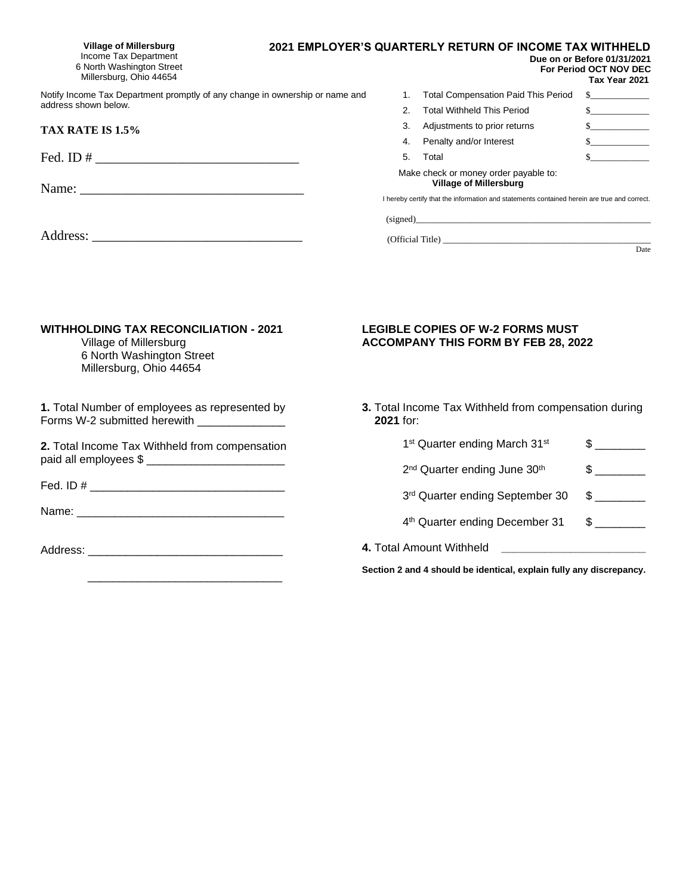**Village of Millersburg**
Income Tax Department
6 North Washington Street
Millersburg, Ohio 44654

## 2021 EMPLOYER'S QUARTERLY RETURN OF INCOME TAX WITHHELD

**Due on or Before 01/31/2021**
**For Period OCT NOV DEC**
**Tax Year 2021**

Notify Income Tax Department promptly of any change in ownership or name and address shown below.

**TAX RATE IS 1.5%**

Fed. ID # ______________________________

Name: _________________________________

Address: _______________________________

| | | |
|---|---|---|
| 1. | Total Compensation Paid This Period | $____________ |
| 2. | Total Withheld This Period | $____________ |
| 3. | Adjustments to prior returns | $____________ |
| 4. | Penalty and/or Interest | $____________ |
| 5. | Total | $____________ |

Make check or money order payable to:
**Village of Millersburg**

I hereby certify that the information and statements contained herein are true and correct.

(signed)_______________________________________________

(Official Title) _________________________________________
Date

## WITHHOLDING TAX RECONCILIATION - 2021

Village of Millersburg
6 North Washington Street
Millersburg, Ohio 44654

**LEGIBLE COPIES OF W-2 FORMS MUST ACCOMPANY THIS FORM BY FEB 28, 2022**

**1.** Total Number of employees as represented by Forms W-2 submitted herewith _____________

**2.** Total Income Tax Withheld from compensation paid all employees $ _____________________

Fed. ID # ______________________________

Name: _________________________________

Address: _______________________________

_______________________________

**3.** Total Income Tax Withheld from compensation during **2021** for:

| | |
|---|---|
| 1st Quarter ending March 31st | $ ________ |
| 2nd Quarter ending June 30th | $ ________ |
| 3rd Quarter ending September 30 | $ ________ |
| 4th Quarter ending December 31 | $ ________ |

**4.** Total Amount Withheld _______________________

**Section 2 and 4 should be identical, explain fully any discrepancy.**